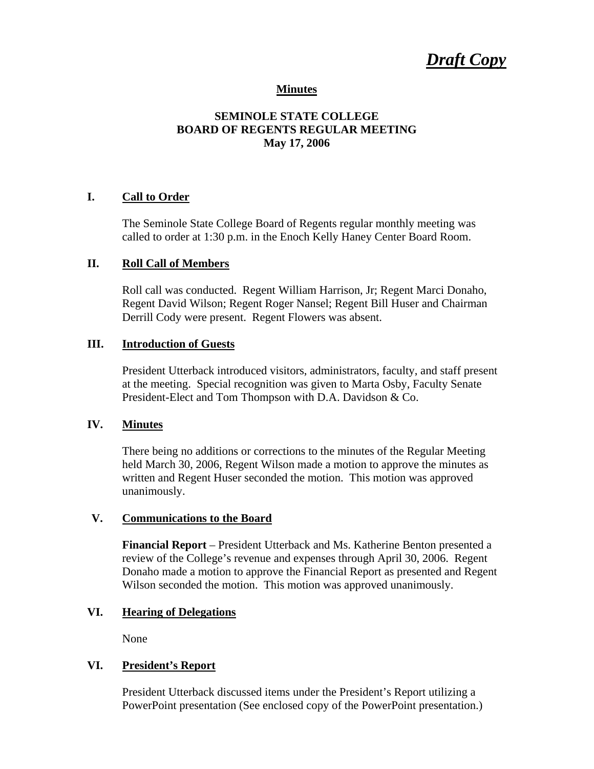***Draft Copy***

**Minutes**

**SEMINOLE STATE COLLEGE**
**BOARD OF REGENTS REGULAR MEETING**
**May 17, 2006**

## I. Call to Order

The Seminole State College Board of Regents regular monthly meeting was called to order at 1:30 p.m. in the Enoch Kelly Haney Center Board Room.

## II. Roll Call of Members

Roll call was conducted. Regent William Harrison, Jr; Regent Marci Donaho, Regent David Wilson; Regent Roger Nansel; Regent Bill Huser and Chairman Derrill Cody were present. Regent Flowers was absent.

## III. Introduction of Guests

President Utterback introduced visitors, administrators, faculty, and staff present at the meeting. Special recognition was given to Marta Osby, Faculty Senate President-Elect and Tom Thompson with D.A. Davidson & Co.

## IV. Minutes

There being no additions or corrections to the minutes of the Regular Meeting held March 30, 2006, Regent Wilson made a motion to approve the minutes as written and Regent Huser seconded the motion. This motion was approved unanimously.

## V. Communications to the Board

**Financial Report** – President Utterback and Ms. Katherine Benton presented a review of the College's revenue and expenses through April 30, 2006. Regent Donaho made a motion to approve the Financial Report as presented and Regent Wilson seconded the motion. This motion was approved unanimously.

## VI. Hearing of Delegations

None

## VI. President's Report

President Utterback discussed items under the President's Report utilizing a PowerPoint presentation (See enclosed copy of the PowerPoint presentation.)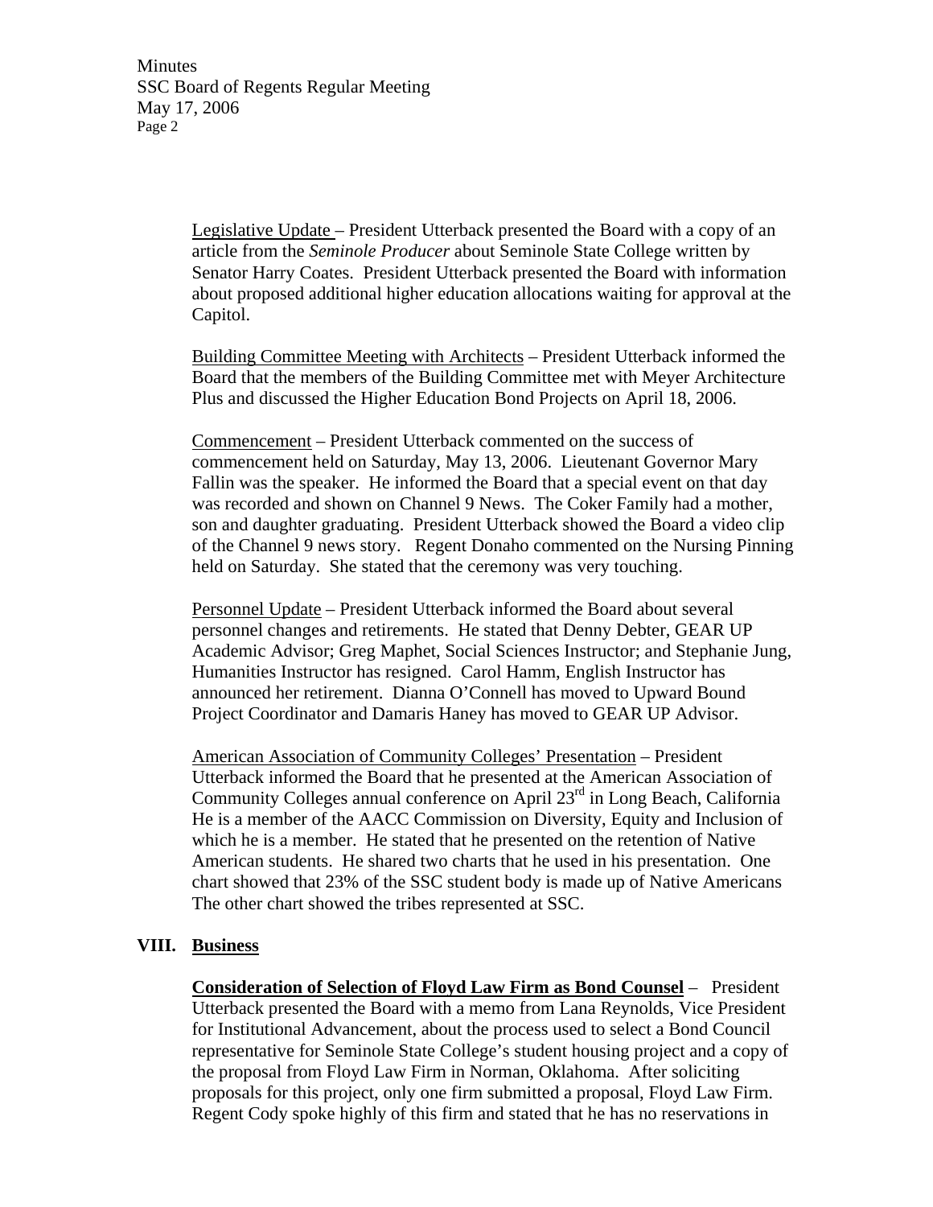Legislative Update – President Utterback presented the Board with a copy of an article from the *Seminole Producer* about Seminole State College written by Senator Harry Coates. President Utterback presented the Board with information about proposed additional higher education allocations waiting for approval at the Capitol.

Building Committee Meeting with Architects – President Utterback informed the Board that the members of the Building Committee met with Meyer Architecture Plus and discussed the Higher Education Bond Projects on April 18, 2006.

Commencement – President Utterback commented on the success of commencement held on Saturday, May 13, 2006. Lieutenant Governor Mary Fallin was the speaker. He informed the Board that a special event on that day was recorded and shown on Channel 9 News. The Coker Family had a mother, son and daughter graduating. President Utterback showed the Board a video clip of the Channel 9 news story. Regent Donaho commented on the Nursing Pinning held on Saturday. She stated that the ceremony was very touching.

Personnel Update – President Utterback informed the Board about several personnel changes and retirements. He stated that Denny Debter, GEAR UP Academic Advisor; Greg Maphet, Social Sciences Instructor; and Stephanie Jung, Humanities Instructor has resigned. Carol Hamm, English Instructor has announced her retirement. Dianna O'Connell has moved to Upward Bound Project Coordinator and Damaris Haney has moved to GEAR UP Advisor.

American Association of Community Colleges' Presentation – President Utterback informed the Board that he presented at the American Association of Community Colleges annual conference on April 23rd in Long Beach, California He is a member of the AACC Commission on Diversity, Equity and Inclusion of which he is a member. He stated that he presented on the retention of Native American students. He shared two charts that he used in his presentation. One chart showed that 23% of the SSC student body is made up of Native Americans The other chart showed the tribes represented at SSC.

## VIII. Business

**Consideration of Selection of Floyd Law Firm as Bond Counsel** – President Utterback presented the Board with a memo from Lana Reynolds, Vice President for Institutional Advancement, about the process used to select a Bond Council representative for Seminole State College's student housing project and a copy of the proposal from Floyd Law Firm in Norman, Oklahoma. After soliciting proposals for this project, only one firm submitted a proposal, Floyd Law Firm. Regent Cody spoke highly of this firm and stated that he has no reservations in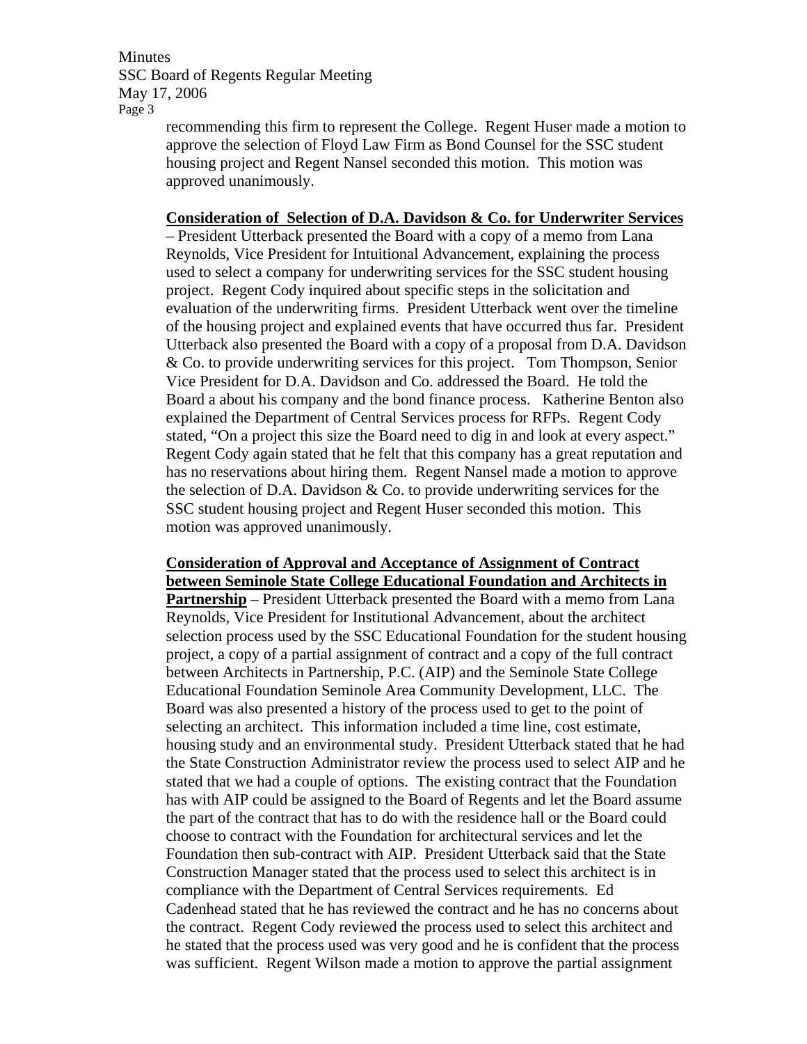recommending this firm to represent the College. Regent Huser made a motion to approve the selection of Floyd Law Firm as Bond Counsel for the SSC student housing project and Regent Nansel seconded this motion. This motion was approved unanimously.

**Consideration of Selection of D.A. Davidson & Co. for Underwriter Services** – President Utterback presented the Board with a copy of a memo from Lana Reynolds, Vice President for Intuitional Advancement, explaining the process used to select a company for underwriting services for the SSC student housing project. Regent Cody inquired about specific steps in the solicitation and evaluation of the underwriting firms. President Utterback went over the timeline of the housing project and explained events that have occurred thus far. President Utterback also presented the Board with a copy of a proposal from D.A. Davidson & Co. to provide underwriting services for this project. Tom Thompson, Senior Vice President for D.A. Davidson and Co. addressed the Board. He told the Board a about his company and the bond finance process. Katherine Benton also explained the Department of Central Services process for RFPs. Regent Cody stated, "On a project this size the Board need to dig in and look at every aspect." Regent Cody again stated that he felt that this company has a great reputation and has no reservations about hiring them. Regent Nansel made a motion to approve the selection of D.A. Davidson & Co. to provide underwriting services for the SSC student housing project and Regent Huser seconded this motion. This motion was approved unanimously.

**Consideration of Approval and Acceptance of Assignment of Contract between Seminole State College Educational Foundation and Architects in Partnership** – President Utterback presented the Board with a memo from Lana Reynolds, Vice President for Institutional Advancement, about the architect selection process used by the SSC Educational Foundation for the student housing project, a copy of a partial assignment of contract and a copy of the full contract between Architects in Partnership, P.C. (AIP) and the Seminole State College Educational Foundation Seminole Area Community Development, LLC. The Board was also presented a history of the process used to get to the point of selecting an architect. This information included a time line, cost estimate, housing study and an environmental study. President Utterback stated that he had the State Construction Administrator review the process used to select AIP and he stated that we had a couple of options. The existing contract that the Foundation has with AIP could be assigned to the Board of Regents and let the Board assume the part of the contract that has to do with the residence hall or the Board could choose to contract with the Foundation for architectural services and let the Foundation then sub-contract with AIP. President Utterback said that the State Construction Manager stated that the process used to select this architect is in compliance with the Department of Central Services requirements. Ed Cadenhead stated that he has reviewed the contract and he has no concerns about the contract. Regent Cody reviewed the process used to select this architect and he stated that the process used was very good and he is confident that the process was sufficient. Regent Wilson made a motion to approve the partial assignment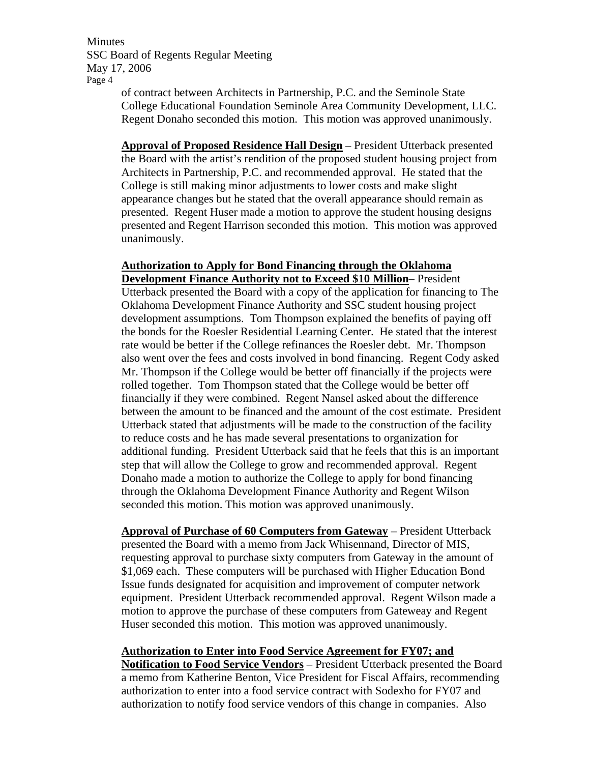of contract between Architects in Partnership, P.C. and the Seminole State College Educational Foundation Seminole Area Community Development, LLC. Regent Donaho seconded this motion. This motion was approved unanimously.

**Approval of Proposed Residence Hall Design** – President Utterback presented the Board with the artist's rendition of the proposed student housing project from Architects in Partnership, P.C. and recommended approval. He stated that the College is still making minor adjustments to lower costs and make slight appearance changes but he stated that the overall appearance should remain as presented. Regent Huser made a motion to approve the student housing designs presented and Regent Harrison seconded this motion. This motion was approved unanimously.

**Authorization to Apply for Bond Financing through the Oklahoma Development Finance Authority not to Exceed $10 Million**– President Utterback presented the Board with a copy of the application for financing to The Oklahoma Development Finance Authority and SSC student housing project development assumptions. Tom Thompson explained the benefits of paying off the bonds for the Roesler Residential Learning Center. He stated that the interest rate would be better if the College refinances the Roesler debt. Mr. Thompson also went over the fees and costs involved in bond financing. Regent Cody asked Mr. Thompson if the College would be better off financially if the projects were rolled together. Tom Thompson stated that the College would be better off financially if they were combined. Regent Nansel asked about the difference between the amount to be financed and the amount of the cost estimate. President Utterback stated that adjustments will be made to the construction of the facility to reduce costs and he has made several presentations to organization for additional funding. President Utterback said that he feels that this is an important step that will allow the College to grow and recommended approval. Regent Donaho made a motion to authorize the College to apply for bond financing through the Oklahoma Development Finance Authority and Regent Wilson seconded this motion. This motion was approved unanimously.

**Approval of Purchase of 60 Computers from Gateway** – President Utterback presented the Board with a memo from Jack Whisennand, Director of MIS, requesting approval to purchase sixty computers from Gateway in the amount of $1,069 each. These computers will be purchased with Higher Education Bond Issue funds designated for acquisition and improvement of computer network equipment. President Utterback recommended approval. Regent Wilson made a motion to approve the purchase of these computers from Gateweay and Regent Huser seconded this motion. This motion was approved unanimously.

**Authorization to Enter into Food Service Agreement for FY07; and Notification to Food Service Vendors** – President Utterback presented the Board a memo from Katherine Benton, Vice President for Fiscal Affairs, recommending authorization to enter into a food service contract with Sodexho for FY07 and authorization to notify food service vendors of this change in companies. Also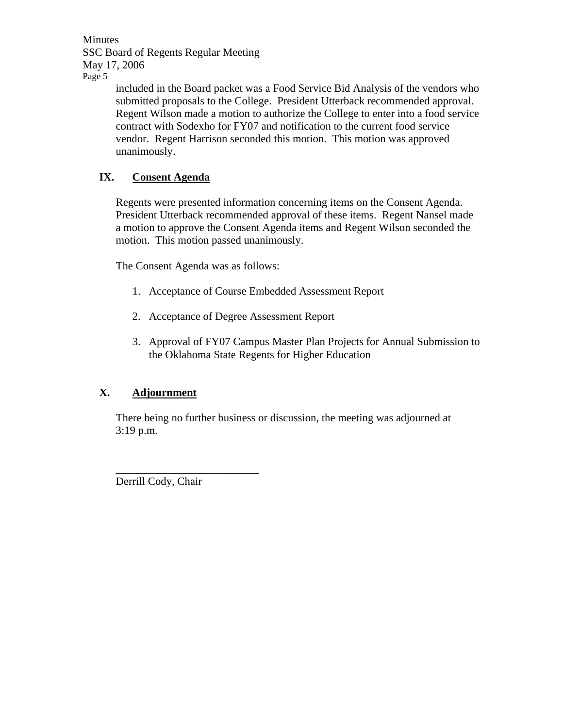included in the Board packet was a Food Service Bid Analysis of the vendors who submitted proposals to the College. President Utterback recommended approval. Regent Wilson made a motion to authorize the College to enter into a food service contract with Sodexho for FY07 and notification to the current food service vendor. Regent Harrison seconded this motion. This motion was approved unanimously.

## IX. Consent Agenda

Regents were presented information concerning items on the Consent Agenda. President Utterback recommended approval of these items. Regent Nansel made a motion to approve the Consent Agenda items and Regent Wilson seconded the motion. This motion passed unanimously.

The Consent Agenda was as follows:

1. Acceptance of Course Embedded Assessment Report
2. Acceptance of Degree Assessment Report
3. Approval of FY07 Campus Master Plan Projects for Annual Submission to the Oklahoma State Regents for Higher Education

## X. Adjournment

There being no further business or discussion, the meeting was adjourned at 3:19 p.m.

___________________________
Derrill Cody, Chair